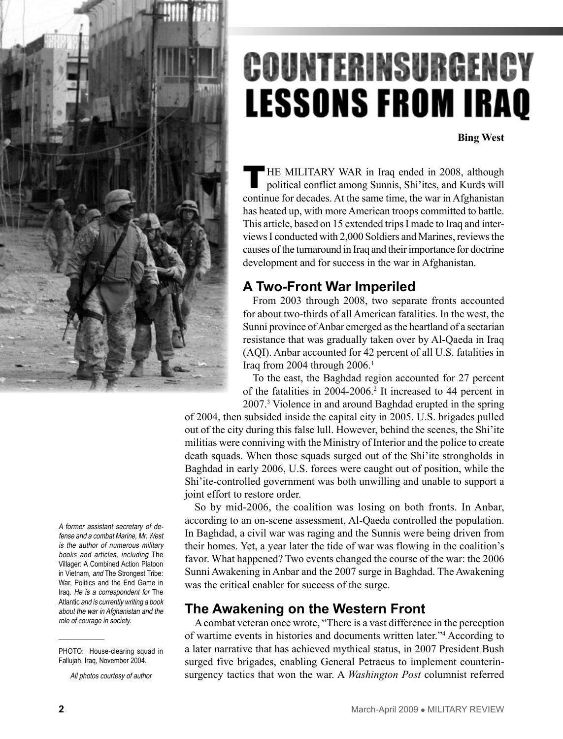# COUNTERINSURGENCY LESSONS FROM IRAQ

**Bing West**

THE MILITARY WAR in Iraq ended in 2008, although political conflict among Sunnis, Shi'ites, and Kurds will continue for decades. At the same time, the war in Afghanistan has heated up, with more American troops committed to battle. This article, based on 15 extended trips I made to Iraq and interviews I conducted with 2,000 Soldiers and Marines, reviews the causes of the turnaround in Iraq and their importance for doctrine development and for success in the war in Afghanistan.

## A Two-Front War Imperiled

From 2003 through 2008, two separate fronts accounted for about two-thirds of all American fatalities. In the west, the Sunni province of Anbar emerged as the heartland of a sectarian resistance that was gradually taken over by Al-Qaeda in Iraq (AQI). Anbar accounted for 42 percent of all U.S. fatalities in Iraq from 2004 through 2006.[1]

To the east, the Baghdad region accounted for 27 percent of the fatalities in 2004-2006.[2] It increased to 44 percent in 2007.[3] Violence in and around Baghdad erupted in the spring of 2004, then subsided inside the capital city in 2005. U.S. brigades pulled out of the city during this false lull. However, behind the scenes, the Shi'ite militias were conniving with the Ministry of Interior and the police to create death squads. When those squads surged out of the Shi'ite strongholds in Baghdad in early 2006, U.S. forces were caught out of position, while the Shi'ite-controlled government was both unwilling and unable to support a joint effort to restore order.

So by mid-2006, the coalition was losing on both fronts. In Anbar, according to an on-scene assessment, Al-Qaeda controlled the population. In Baghdad, a civil war was raging and the Sunnis were being driven from their homes. Yet, a year later the tide of war was flowing in the coalition's favor. What happened? Two events changed the course of the war: the 2006 Sunni Awakening in Anbar and the 2007 surge in Baghdad. The Awakening was the critical enabler for success of the surge.

## The Awakening on the Western Front

A combat veteran once wrote, "There is a vast difference in the perception of wartime events in histories and documents written later."[4] According to a later narrative that has achieved mythical status, in 2007 President Bush surged five brigades, enabling General Petraeus to implement counterinsurgency tactics that won the war. A *Washington Post* columnist referred

*A former assistant secretary of defense and a combat Marine, Mr. West is the author of numerous military books and articles, including* The Villager: A Combined Action Platoon in Vietnam, *and* The Strongest Tribe: War, Politics and the End Game in Iraq. *He is a correspondent for* The Atlantic *and is currently writing a book about the war in Afghanistan and the role of courage in society.*

PHOTO: House-clearing squad in Fallujah, Iraq, November 2004.

*All photos courtesy of author*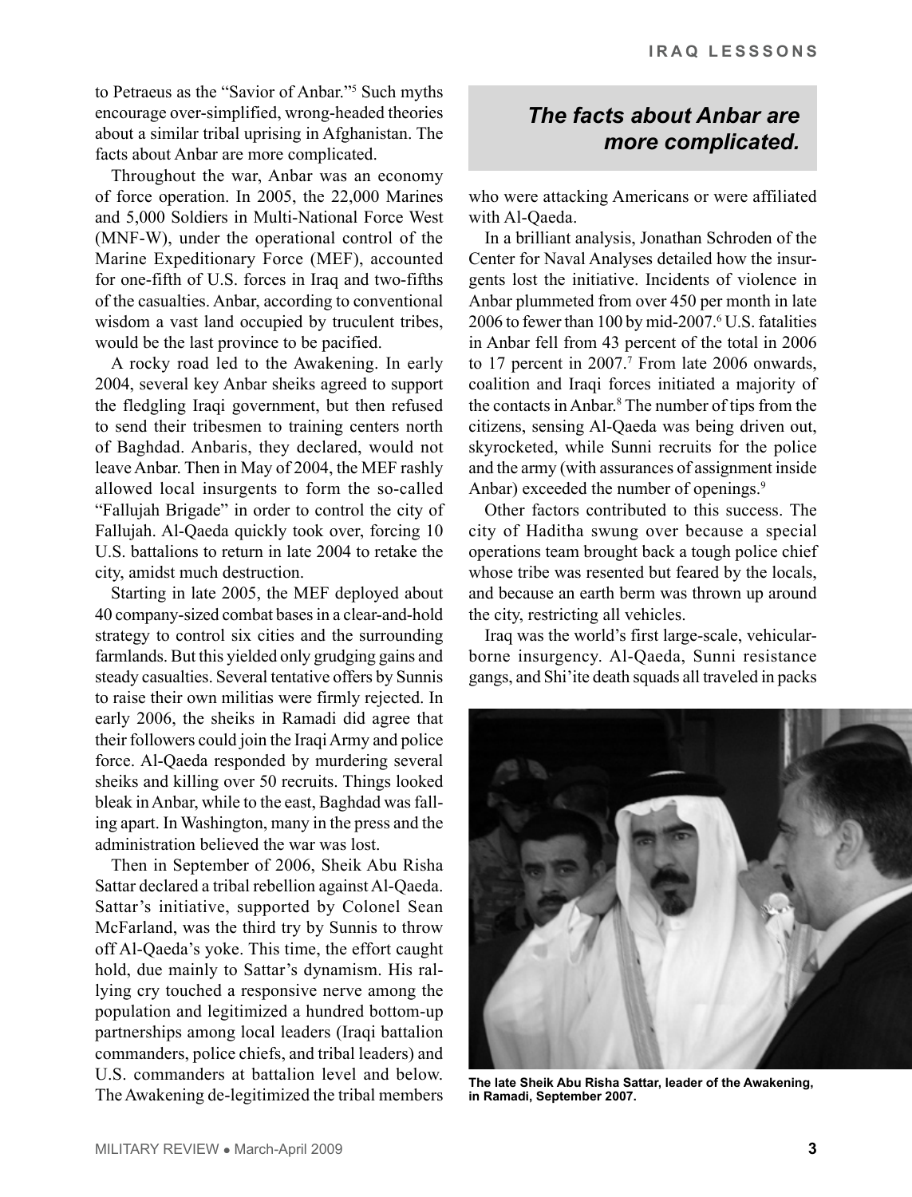to Petraeus as the "Savior of Anbar."[5] Such myths encourage over-simplified, wrong-headed theories about a similar tribal uprising in Afghanistan. The facts about Anbar are more complicated.

Throughout the war, Anbar was an economy of force operation. In 2005, the 22,000 Marines and 5,000 Soldiers in Multi-National Force West (MNF-W), under the operational control of the Marine Expeditionary Force (MEF), accounted for one-fifth of U.S. forces in Iraq and two-fifths of the casualties. Anbar, according to conventional wisdom a vast land occupied by truculent tribes, would be the last province to be pacified.

A rocky road led to the Awakening. In early 2004, several key Anbar sheiks agreed to support the fledgling Iraqi government, but then refused to send their tribesmen to training centers north of Baghdad. Anbaris, they declared, would not leave Anbar. Then in May of 2004, the MEF rashly allowed local insurgents to form the so-called "Fallujah Brigade" in order to control the city of Fallujah. Al-Qaeda quickly took over, forcing 10 U.S. battalions to return in late 2004 to retake the city, amidst much destruction.

Starting in late 2005, the MEF deployed about 40 company-sized combat bases in a clear-and-hold strategy to control six cities and the surrounding farmlands. But this yielded only grudging gains and steady casualties. Several tentative offers by Sunnis to raise their own militias were firmly rejected. In early 2006, the sheiks in Ramadi did agree that their followers could join the Iraqi Army and police force. Al-Qaeda responded by murdering several sheiks and killing over 50 recruits. Things looked bleak in Anbar, while to the east, Baghdad was falling apart. In Washington, many in the press and the administration believed the war was lost.

Then in September of 2006, Sheik Abu Risha Sattar declared a tribal rebellion against Al-Qaeda. Sattar's initiative, supported by Colonel Sean McFarland, was the third try by Sunnis to throw off Al-Qaeda's yoke. This time, the effort caught hold, due mainly to Sattar's dynamism. His rallying cry touched a responsive nerve among the population and legitimized a hundred bottom-up partnerships among local leaders (Iraqi battalion commanders, police chiefs, and tribal leaders) and U.S. commanders at battalion level and below. The Awakening de-legitimized the tribal members who were attacking Americans or were affiliated with Al-Qaeda.

***The facts about Anbar are more complicated.***

In a brilliant analysis, Jonathan Schroden of the Center for Naval Analyses detailed how the insurgents lost the initiative. Incidents of violence in Anbar plummeted from over 450 per month in late 2006 to fewer than 100 by mid-2007.[6] U.S. fatalities in Anbar fell from 43 percent of the total in 2006 to 17 percent in 2007.[7] From late 2006 onwards, coalition and Iraqi forces initiated a majority of the contacts in Anbar.[8] The number of tips from the citizens, sensing Al-Qaeda was being driven out, skyrocketed, while Sunni recruits for the police and the army (with assurances of assignment inside Anbar) exceeded the number of openings.[9]

Other factors contributed to this success. The city of Haditha swung over because a special operations team brought back a tough police chief whose tribe was resented but feared by the locals, and because an earth berm was thrown up around the city, restricting all vehicles.

Iraq was the world's first large-scale, vehicular-borne insurgency. Al-Qaeda, Sunni resistance gangs, and Shi'ite death squads all traveled in packs

**The late Sheik Abu Risha Sattar, leader of the Awakening, in Ramadi, September 2007.**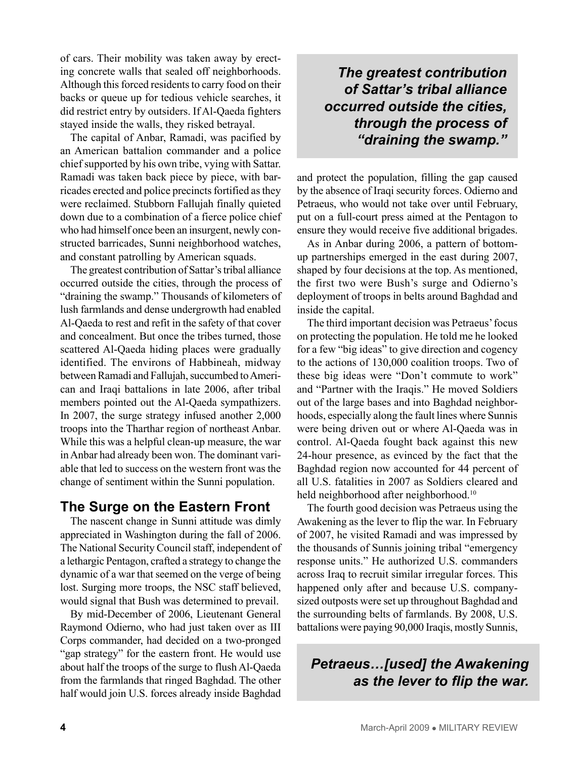of cars. Their mobility was taken away by erecting concrete walls that sealed off neighborhoods. Although this forced residents to carry food on their backs or queue up for tedious vehicle searches, it did restrict entry by outsiders. If Al-Qaeda fighters stayed inside the walls, they risked betrayal.

The capital of Anbar, Ramadi, was pacified by an American battalion commander and a police chief supported by his own tribe, vying with Sattar. Ramadi was taken back piece by piece, with barricades erected and police precincts fortified as they were reclaimed. Stubborn Fallujah finally quieted down due to a combination of a fierce police chief who had himself once been an insurgent, newly constructed barricades, Sunni neighborhood watches, and constant patrolling by American squads.

The greatest contribution of Sattar's tribal alliance occurred outside the cities, through the process of "draining the swamp." Thousands of kilometers of lush farmlands and dense undergrowth had enabled Al-Qaeda to rest and refit in the safety of that cover and concealment. But once the tribes turned, those scattered Al-Qaeda hiding places were gradually identified. The environs of Habbineah, midway between Ramadi and Fallujah, succumbed to American and Iraqi battalions in late 2006, after tribal members pointed out the Al-Qaeda sympathizers. In 2007, the surge strategy infused another 2,000 troops into the Tharthar region of northeast Anbar. While this was a helpful clean-up measure, the war in Anbar had already been won. The dominant variable that led to success on the western front was the change of sentiment within the Sunni population.

> ***The greatest contribution of Sattar's tribal alliance occurred outside the cities, through the process of "draining the swamp."***

## The Surge on the Eastern Front

The nascent change in Sunni attitude was dimly appreciated in Washington during the fall of 2006. The National Security Council staff, independent of a lethargic Pentagon, crafted a strategy to change the dynamic of a war that seemed on the verge of being lost. Surging more troops, the NSC staff believed, would signal that Bush was determined to prevail.

By mid-December of 2006, Lieutenant General Raymond Odierno, who had just taken over as III Corps commander, had decided on a two-pronged "gap strategy" for the eastern front. He would use about half the troops of the surge to flush Al-Qaeda from the farmlands that ringed Baghdad. The other half would join U.S. forces already inside Baghdad and protect the population, filling the gap caused by the absence of Iraqi security forces. Odierno and Petraeus, who would not take over until February, put on a full-court press aimed at the Pentagon to ensure they would receive five additional brigades.

As in Anbar during 2006, a pattern of bottom-up partnerships emerged in the east during 2007, shaped by four decisions at the top. As mentioned, the first two were Bush's surge and Odierno's deployment of troops in belts around Baghdad and inside the capital.

The third important decision was Petraeus' focus on protecting the population. He told me he looked for a few "big ideas" to give direction and cogency to the actions of 130,000 coalition troops. Two of these big ideas were "Don't commute to work" and "Partner with the Iraqis." He moved Soldiers out of the large bases and into Baghdad neighborhoods, especially along the fault lines where Sunnis were being driven out or where Al-Qaeda was in control. Al-Qaeda fought back against this new 24-hour presence, as evinced by the fact that the Baghdad region now accounted for 44 percent of all U.S. fatalities in 2007 as Soldiers cleared and held neighborhood after neighborhood.[10]

The fourth good decision was Petraeus using the Awakening as the lever to flip the war. In February of 2007, he visited Ramadi and was impressed by the thousands of Sunnis joining tribal "emergency response units." He authorized U.S. commanders across Iraq to recruit similar irregular forces. This happened only after and because U.S. company-sized outposts were set up throughout Baghdad and the surrounding belts of farmlands. By 2008, U.S. battalions were paying 90,000 Iraqis, mostly Sunnis,

> ***Petraeus…[used] the Awakening as the lever to flip the war.***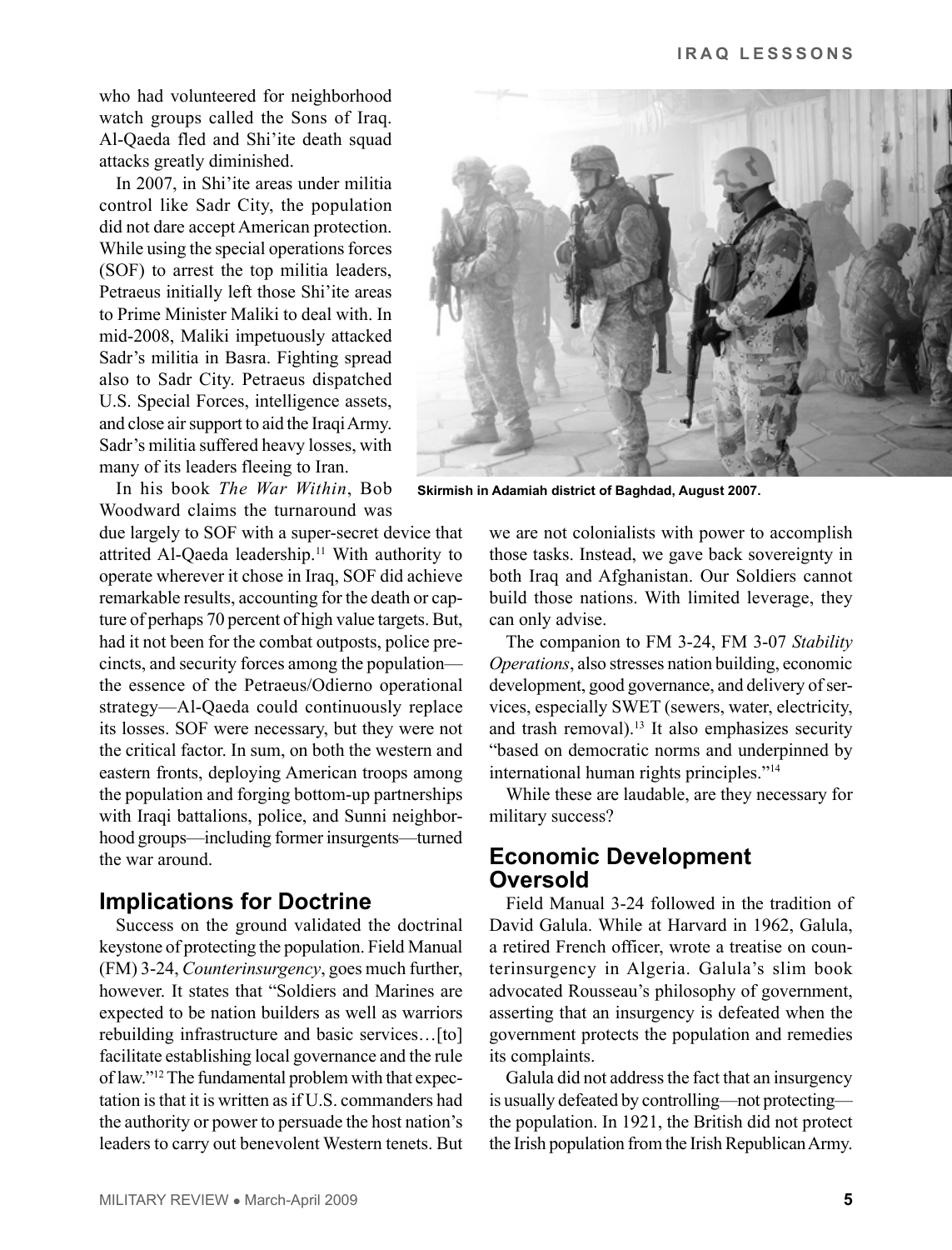who had volunteered for neighborhood watch groups called the Sons of Iraq. Al-Qaeda fled and Shi'ite death squad attacks greatly diminished.

In 2007, in Shi'ite areas under militia control like Sadr City, the population did not dare accept American protection. While using the special operations forces (SOF) to arrest the top militia leaders, Petraeus initially left those Shi'ite areas to Prime Minister Maliki to deal with. In mid-2008, Maliki impetuously attacked Sadr's militia in Basra. Fighting spread also to Sadr City. Petraeus dispatched U.S. Special Forces, intelligence assets, and close air support to aid the Iraqi Army. Sadr's militia suffered heavy losses, with many of its leaders fleeing to Iran.

**Skirmish in Adamiah district of Baghdad, August 2007.**

In his book *The War Within*, Bob Woodward claims the turnaround was due largely to SOF with a super-secret device that attrited Al-Qaeda leadership.[11] With authority to operate wherever it chose in Iraq, SOF did achieve remarkable results, accounting for the death or capture of perhaps 70 percent of high value targets. But, had it not been for the combat outposts, police precincts, and security forces among the population—the essence of the Petraeus/Odierno operational strategy—Al-Qaeda could continuously replace its losses. SOF were necessary, but they were not the critical factor. In sum, on both the western and eastern fronts, deploying American troops among the population and forging bottom-up partnerships with Iraqi battalions, police, and Sunni neighborhood groups—including former insurgents—turned the war around.

## Implications for Doctrine

Success on the ground validated the doctrinal keystone of protecting the population. Field Manual (FM) 3-24, *Counterinsurgency*, goes much further, however. It states that "Soldiers and Marines are expected to be nation builders as well as warriors rebuilding infrastructure and basic services…[to] facilitate establishing local governance and the rule of law."[12] The fundamental problem with that expectation is that it is written as if U.S. commanders had the authority or power to persuade the host nation's leaders to carry out benevolent Western tenets. But we are not colonialists with power to accomplish those tasks. Instead, we gave back sovereignty in both Iraq and Afghanistan. Our Soldiers cannot build those nations. With limited leverage, they can only advise.

The companion to FM 3-24, FM 3-07 *Stability Operations*, also stresses nation building, economic development, good governance, and delivery of services, especially SWET (sewers, water, electricity, and trash removal).[13] It also emphasizes security "based on democratic norms and underpinned by international human rights principles."[14]

While these are laudable, are they necessary for military success?

## Economic Development Oversold

Field Manual 3-24 followed in the tradition of David Galula. While at Harvard in 1962, Galula, a retired French officer, wrote a treatise on counterinsurgency in Algeria. Galula's slim book advocated Rousseau's philosophy of government, asserting that an insurgency is defeated when the government protects the population and remedies its complaints.

Galula did not address the fact that an insurgency is usually defeated by controlling—not protecting—the population. In 1921, the British did not protect the Irish population from the Irish Republican Army.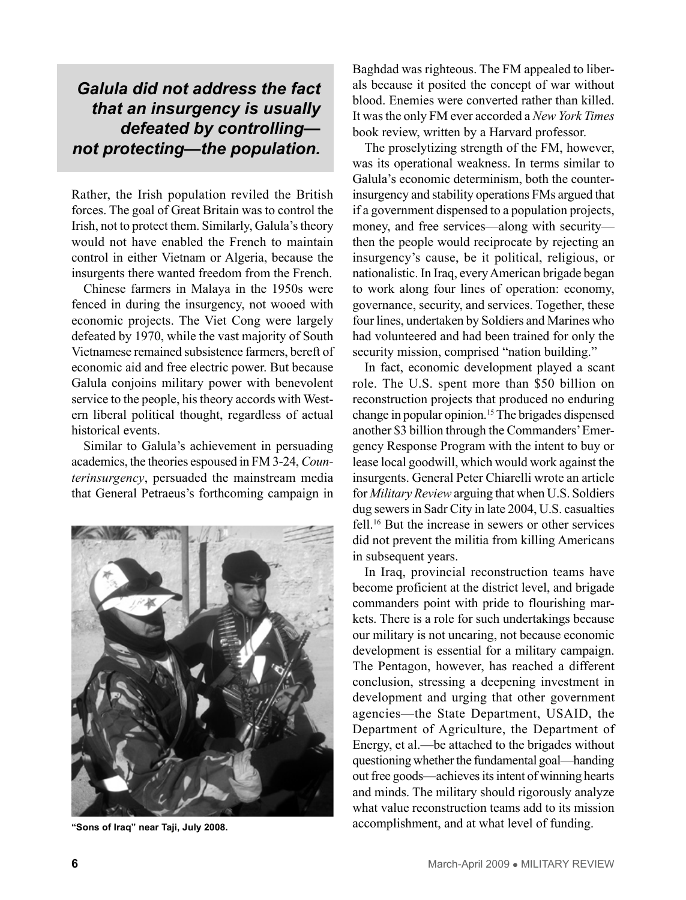> ***Galula did not address the fact that an insurgency is usually defeated by controlling—not protecting—the population.***

Rather, the Irish population reviled the British forces. The goal of Great Britain was to control the Irish, not to protect them. Similarly, Galula's theory would not have enabled the French to maintain control in either Vietnam or Algeria, because the insurgents there wanted freedom from the French.

Chinese farmers in Malaya in the 1950s were fenced in during the insurgency, not wooed with economic projects. The Viet Cong were largely defeated by 1970, while the vast majority of South Vietnamese remained subsistence farmers, bereft of economic aid and free electric power. But because Galula conjoins military power with benevolent service to the people, his theory accords with Western liberal political thought, regardless of actual historical events.

Similar to Galula's achievement in persuading academics, the theories espoused in FM 3-24, *Counterinsurgency*, persuaded the mainstream media that General Petraeus's forthcoming campaign in Baghdad was righteous. The FM appealed to liberals because it posited the concept of war without blood. Enemies were converted rather than killed. It was the only FM ever accorded a *New York Times* book review, written by a Harvard professor.

**"Sons of Iraq" near Taji, July 2008.**

The proselytizing strength of the FM, however, was its operational weakness. In terms similar to Galula's economic determinism, both the counterinsurgency and stability operations FMs argued that if a government dispensed to a population projects, money, and free services—along with security—then the people would reciprocate by rejecting an insurgency's cause, be it political, religious, or nationalistic. In Iraq, every American brigade began to work along four lines of operation: economy, governance, security, and services. Together, these four lines, undertaken by Soldiers and Marines who had volunteered and had been trained for only the security mission, comprised "nation building."

In fact, economic development played a scant role. The U.S. spent more than $50 billion on reconstruction projects that produced no enduring change in popular opinion.[15] The brigades dispensed another $3 billion through the Commanders' Emergency Response Program with the intent to buy or lease local goodwill, which would work against the insurgents. General Peter Chiarelli wrote an article for *Military Review* arguing that when U.S. Soldiers dug sewers in Sadr City in late 2004, U.S. casualties fell.[16] But the increase in sewers or other services did not prevent the militia from killing Americans in subsequent years.

In Iraq, provincial reconstruction teams have become proficient at the district level, and brigade commanders point with pride to flourishing markets. There is a role for such undertakings because our military is not uncaring, not because economic development is essential for a military campaign. The Pentagon, however, has reached a different conclusion, stressing a deepening investment in development and urging that other government agencies—the State Department, USAID, the Department of Agriculture, the Department of Energy, et al.—be attached to the brigades without questioning whether the fundamental goal—handing out free goods—achieves its intent of winning hearts and minds. The military should rigorously analyze what value reconstruction teams add to its mission accomplishment, and at what level of funding.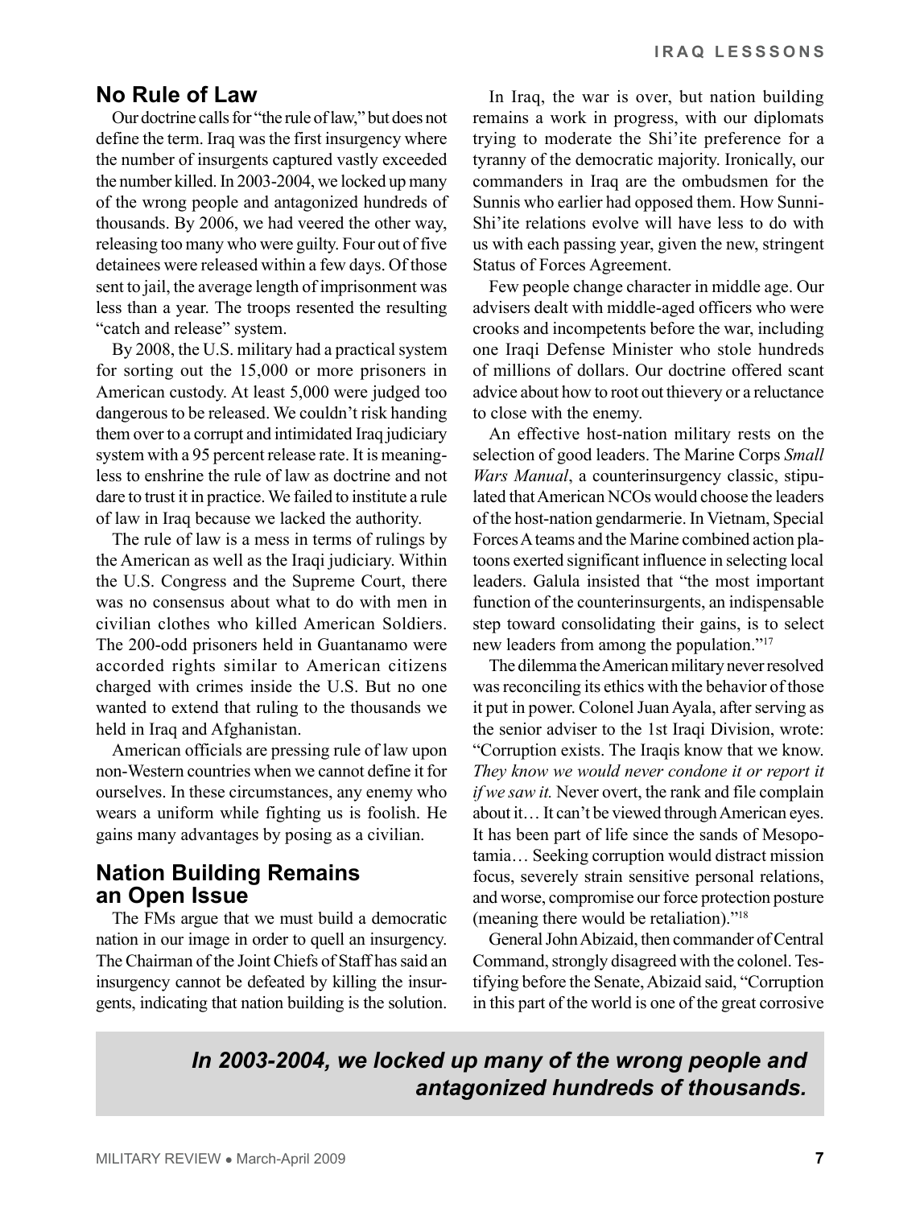## No Rule of Law

Our doctrine calls for "the rule of law," but does not define the term. Iraq was the first insurgency where the number of insurgents captured vastly exceeded the number killed. In 2003-2004, we locked up many of the wrong people and antagonized hundreds of thousands. By 2006, we had veered the other way, releasing too many who were guilty. Four out of five detainees were released within a few days. Of those sent to jail, the average length of imprisonment was less than a year. The troops resented the resulting "catch and release" system.

By 2008, the U.S. military had a practical system for sorting out the 15,000 or more prisoners in American custody. At least 5,000 were judged too dangerous to be released. We couldn't risk handing them over to a corrupt and intimidated Iraq judiciary system with a 95 percent release rate. It is meaningless to enshrine the rule of law as doctrine and not dare to trust it in practice. We failed to institute a rule of law in Iraq because we lacked the authority.

The rule of law is a mess in terms of rulings by the American as well as the Iraqi judiciary. Within the U.S. Congress and the Supreme Court, there was no consensus about what to do with men in civilian clothes who killed American Soldiers. The 200-odd prisoners held in Guantanamo were accorded rights similar to American citizens charged with crimes inside the U.S. But no one wanted to extend that ruling to the thousands we held in Iraq and Afghanistan.

American officials are pressing rule of law upon non-Western countries when we cannot define it for ourselves. In these circumstances, any enemy who wears a uniform while fighting us is foolish. He gains many advantages by posing as a civilian.

## Nation Building Remains an Open Issue

The FMs argue that we must build a democratic nation in our image in order to quell an insurgency. The Chairman of the Joint Chiefs of Staff has said an insurgency cannot be defeated by killing the insurgents, indicating that nation building is the solution.

In Iraq, the war is over, but nation building remains a work in progress, with our diplomats trying to moderate the Shi'ite preference for a tyranny of the democratic majority. Ironically, our commanders in Iraq are the ombudsmen for the Sunnis who earlier had opposed them. How Sunni-Shi'ite relations evolve will have less to do with us with each passing year, given the new, stringent Status of Forces Agreement.

Few people change character in middle age. Our advisers dealt with middle-aged officers who were crooks and incompetents before the war, including one Iraqi Defense Minister who stole hundreds of millions of dollars. Our doctrine offered scant advice about how to root out thievery or a reluctance to close with the enemy.

An effective host-nation military rests on the selection of good leaders. The Marine Corps *Small Wars Manual*, a counterinsurgency classic, stipulated that American NCOs would choose the leaders of the host-nation gendarmerie. In Vietnam, Special Forces A teams and the Marine combined action platoons exerted significant influence in selecting local leaders. Galula insisted that "the most important function of the counterinsurgents, an indispensable step toward consolidating their gains, is to select new leaders from among the population."[17]

The dilemma the American military never resolved was reconciling its ethics with the behavior of those it put in power. Colonel Juan Ayala, after serving as the senior adviser to the 1st Iraqi Division, wrote: "Corruption exists. The Iraqis know that we know. *They know we would never condone it or report it if we saw it.* Never overt, the rank and file complain about it… It can't be viewed through American eyes. It has been part of life since the sands of Mesopotamia… Seeking corruption would distract mission focus, severely strain sensitive personal relations, and worse, compromise our force protection posture (meaning there would be retaliation)."[18]

General John Abizaid, then commander of Central Command, strongly disagreed with the colonel. Testifying before the Senate, Abizaid said, "Corruption in this part of the world is one of the great corrosive

***In 2003-2004, we locked up many of the wrong people and antagonized hundreds of thousands.***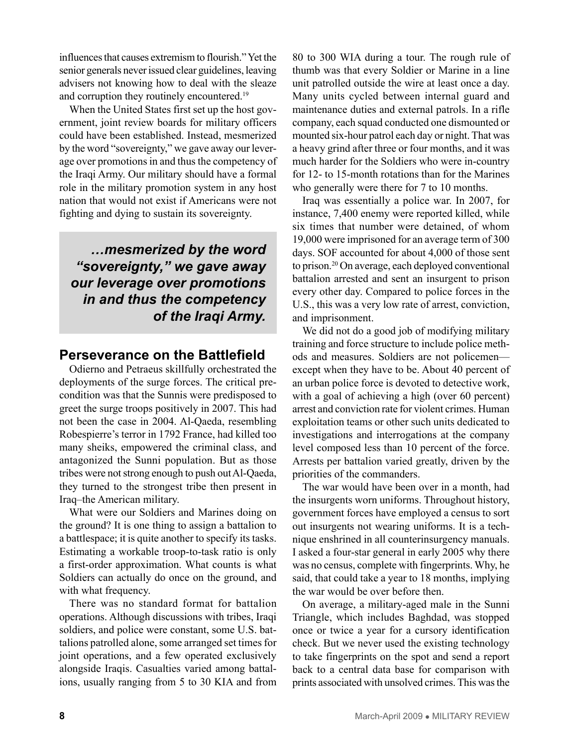influences that causes extremism to flourish." Yet the senior generals never issued clear guidelines, leaving advisers not knowing how to deal with the sleaze and corruption they routinely encountered.[19]

When the United States first set up the host government, joint review boards for military officers could have been established. Instead, mesmerized by the word "sovereignty," we gave away our leverage over promotions in and thus the competency of the Iraqi Army. Our military should have a formal role in the military promotion system in any host nation that would not exist if Americans were not fighting and dying to sustain its sovereignty.

> ***…mesmerized by the word "sovereignty," we gave away our leverage over promotions in and thus the competency of the Iraqi Army.***

## Perseverance on the Battlefield

Odierno and Petraeus skillfully orchestrated the deployments of the surge forces. The critical precondition was that the Sunnis were predisposed to greet the surge troops positively in 2007. This had not been the case in 2004. Al-Qaeda, resembling Robespierre's terror in 1792 France, had killed too many sheiks, empowered the criminal class, and antagonized the Sunni population. But as those tribes were not strong enough to push out Al-Qaeda, they turned to the strongest tribe then present in Iraq–the American military.

What were our Soldiers and Marines doing on the ground? It is one thing to assign a battalion to a battlespace; it is quite another to specify its tasks. Estimating a workable troop-to-task ratio is only a first-order approximation. What counts is what Soldiers can actually do once on the ground, and with what frequency.

There was no standard format for battalion operations. Although discussions with tribes, Iraqi soldiers, and police were constant, some U.S. battalions patrolled alone, some arranged set times for joint operations, and a few operated exclusively alongside Iraqis. Casualties varied among battalions, usually ranging from 5 to 30 KIA and from 80 to 300 WIA during a tour. The rough rule of thumb was that every Soldier or Marine in a line unit patrolled outside the wire at least once a day. Many units cycled between internal guard and maintenance duties and external patrols. In a rifle company, each squad conducted one dismounted or mounted six-hour patrol each day or night. That was a heavy grind after three or four months, and it was much harder for the Soldiers who were in-country for 12- to 15-month rotations than for the Marines who generally were there for 7 to 10 months.

Iraq was essentially a police war. In 2007, for instance, 7,400 enemy were reported killed, while six times that number were detained, of whom 19,000 were imprisoned for an average term of 300 days. SOF accounted for about 4,000 of those sent to prison.[20] On average, each deployed conventional battalion arrested and sent an insurgent to prison every other day. Compared to police forces in the U.S., this was a very low rate of arrest, conviction, and imprisonment.

We did not do a good job of modifying military training and force structure to include police methods and measures. Soldiers are not policemen—except when they have to be. About 40 percent of an urban police force is devoted to detective work, with a goal of achieving a high (over 60 percent) arrest and conviction rate for violent crimes. Human exploitation teams or other such units dedicated to investigations and interrogations at the company level composed less than 10 percent of the force. Arrests per battalion varied greatly, driven by the priorities of the commanders.

The war would have been over in a month, had the insurgents worn uniforms. Throughout history, government forces have employed a census to sort out insurgents not wearing uniforms. It is a technique enshrined in all counterinsurgency manuals. I asked a four-star general in early 2005 why there was no census, complete with fingerprints. Why, he said, that could take a year to 18 months, implying the war would be over before then.

On average, a military-aged male in the Sunni Triangle, which includes Baghdad, was stopped once or twice a year for a cursory identification check. But we never used the existing technology to take fingerprints on the spot and send a report back to a central data base for comparison with prints associated with unsolved crimes. This was the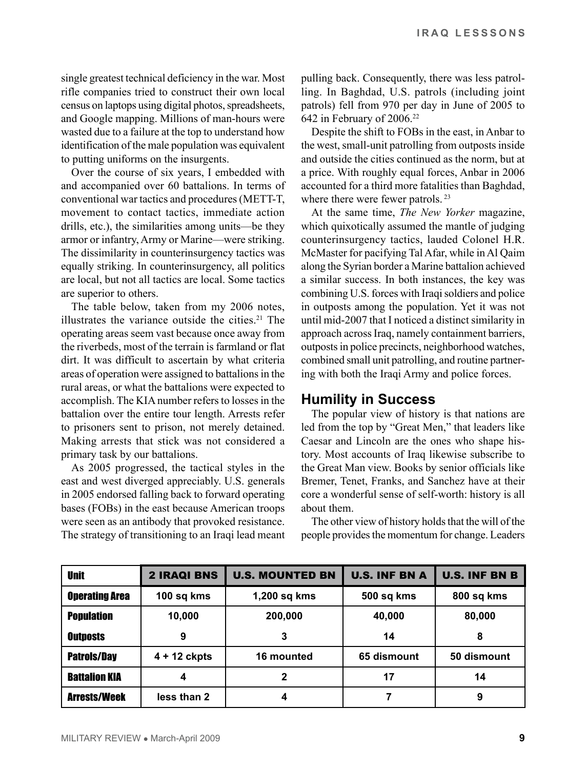single greatest technical deficiency in the war. Most rifle companies tried to construct their own local census on laptops using digital photos, spreadsheets, and Google mapping. Millions of man-hours were wasted due to a failure at the top to understand how identification of the male population was equivalent to putting uniforms on the insurgents.

Over the course of six years, I embedded with and accompanied over 60 battalions. In terms of conventional war tactics and procedures (METT-T, movement to contact tactics, immediate action drills, etc.), the similarities among units—be they armor or infantry, Army or Marine—were striking. The dissimilarity in counterinsurgency tactics was equally striking. In counterinsurgency, all politics are local, but not all tactics are local. Some tactics are superior to others.

The table below, taken from my 2006 notes, illustrates the variance outside the cities.[21] The operating areas seem vast because once away from the riverbeds, most of the terrain is farmland or flat dirt. It was difficult to ascertain by what criteria areas of operation were assigned to battalions in the rural areas, or what the battalions were expected to accomplish. The KIA number refers to losses in the battalion over the entire tour length. Arrests refer to prisoners sent to prison, not merely detained. Making arrests that stick was not considered a primary task by our battalions.

As 2005 progressed, the tactical styles in the east and west diverged appreciably. U.S. generals in 2005 endorsed falling back to forward operating bases (FOBs) in the east because American troops were seen as an antibody that provoked resistance. The strategy of transitioning to an Iraqi lead meant pulling back. Consequently, there was less patrolling. In Baghdad, U.S. patrols (including joint patrols) fell from 970 per day in June of 2005 to 642 in February of 2006.[22]

Despite the shift to FOBs in the east, in Anbar to the west, small-unit patrolling from outposts inside and outside the cities continued as the norm, but at a price. With roughly equal forces, Anbar in 2006 accounted for a third more fatalities than Baghdad, where there were fewer patrols.[23]

At the same time, *The New Yorker* magazine, which quixotically assumed the mantle of judging counterinsurgency tactics, lauded Colonel H.R. McMaster for pacifying Tal Afar, while in Al Qaim along the Syrian border a Marine battalion achieved a similar success. In both instances, the key was combining U.S. forces with Iraqi soldiers and police in outposts among the population. Yet it was not until mid-2007 that I noticed a distinct similarity in approach across Iraq, namely containment barriers, outposts in police precincts, neighborhood watches, combined small unit patrolling, and routine partnering with both the Iraqi Army and police forces.

## Humility in Success

The popular view of history is that nations are led from the top by "Great Men," that leaders like Caesar and Lincoln are the ones who shape history. Most accounts of Iraq likewise subscribe to the Great Man view. Books by senior officials like Bremer, Tenet, Franks, and Sanchez have at their core a wonderful sense of self-worth: history is all about them.

The other view of history holds that the will of the people provides the momentum for change. Leaders

| Unit | 2 IRAQI BNS | U.S. MOUNTED BN | U.S. INF BN A | U.S. INF BN B |
|---|---|---|---|---|
| Operating Area | 100 sq kms | 1,200 sq kms | 500 sq kms | 800 sq kms |
| Population | 10,000 | 200,000 | 40,000 | 80,000 |
| Outposts | 9 | 3 | 14 | 8 |
| Patrols/Day | 4 + 12 ckpts | 16 mounted | 65 dismount | 50 dismount |
| Battalion KIA | 4 | 2 | 17 | 14 |
| Arrests/Week | less than 2 | 4 | 7 | 9 |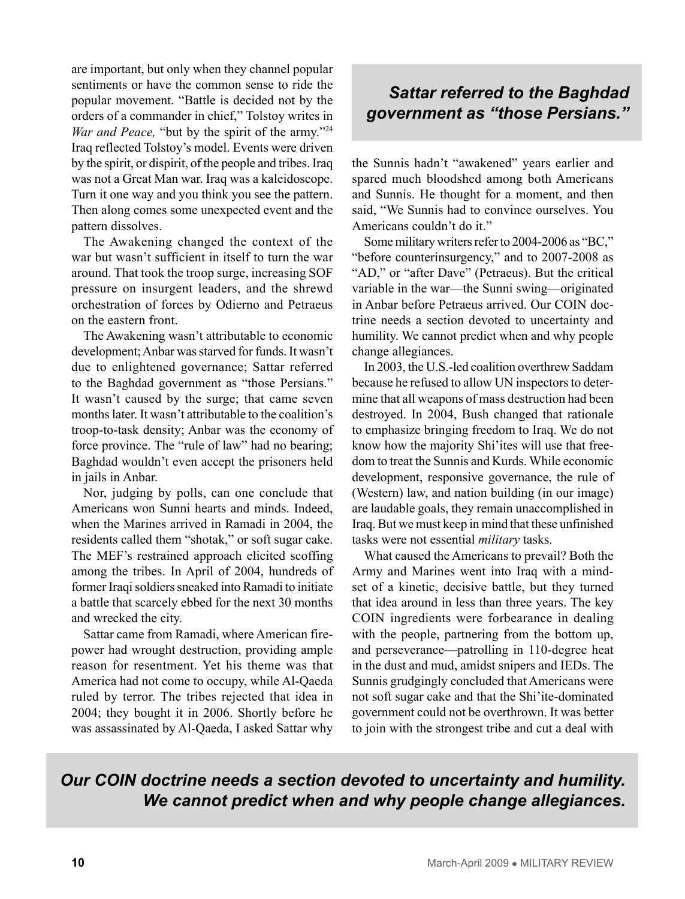are important, but only when they channel popular sentiments or have the common sense to ride the popular movement. "Battle is decided not by the orders of a commander in chief," Tolstoy writes in *War and Peace,* "but by the spirit of the army."[24] Iraq reflected Tolstoy's model. Events were driven by the spirit, or dispirit, of the people and tribes. Iraq was not a Great Man war. Iraq was a kaleidoscope. Turn it one way and you think you see the pattern. Then along comes some unexpected event and the pattern dissolves.

The Awakening changed the context of the war but wasn't sufficient in itself to turn the war around. That took the troop surge, increasing SOF pressure on insurgent leaders, and the shrewd orchestration of forces by Odierno and Petraeus on the eastern front.

The Awakening wasn't attributable to economic development; Anbar was starved for funds. It wasn't due to enlightened governance; Sattar referred to the Baghdad government as "those Persians." It wasn't caused by the surge; that came seven months later. It wasn't attributable to the coalition's troop-to-task density; Anbar was the economy of force province. The "rule of law" had no bearing; Baghdad wouldn't even accept the prisoners held in jails in Anbar.

Nor, judging by polls, can one conclude that Americans won Sunni hearts and minds. Indeed, when the Marines arrived in Ramadi in 2004, the residents called them "shotak," or soft sugar cake. The MEF's restrained approach elicited scoffing among the tribes. In April of 2004, hundreds of former Iraqi soldiers sneaked into Ramadi to initiate a battle that scarcely ebbed for the next 30 months and wrecked the city.

Sattar came from Ramadi, where American firepower had wrought destruction, providing ample reason for resentment. Yet his theme was that America had not come to occupy, while Al-Qaeda ruled by terror. The tribes rejected that idea in 2004; they bought it in 2006. Shortly before he was assassinated by Al-Qaeda, I asked Sattar why the Sunnis hadn't "awakened" years earlier and spared much bloodshed among both Americans and Sunnis. He thought for a moment, and then said, "We Sunnis had to convince ourselves. You Americans couldn't do it."

> ***Sattar referred to the Baghdad government as "those Persians."***

Some military writers refer to 2004-2006 as "BC," "before counterinsurgency," and to 2007-2008 as "AD," or "after Dave" (Petraeus). But the critical variable in the war—the Sunni swing—originated in Anbar before Petraeus arrived. Our COIN doctrine needs a section devoted to uncertainty and humility. We cannot predict when and why people change allegiances.

In 2003, the U.S.-led coalition overthrew Saddam because he refused to allow UN inspectors to determine that all weapons of mass destruction had been destroyed. In 2004, Bush changed that rationale to emphasize bringing freedom to Iraq. We do not know how the majority Shi'ites will use that freedom to treat the Sunnis and Kurds. While economic development, responsive governance, the rule of (Western) law, and nation building (in our image) are laudable goals, they remain unaccomplished in Iraq. But we must keep in mind that these unfinished tasks were not essential *military* tasks.

What caused the Americans to prevail? Both the Army and Marines went into Iraq with a mindset of a kinetic, decisive battle, but they turned that idea around in less than three years. The key COIN ingredients were forbearance in dealing with the people, partnering from the bottom up, and perseverance—patrolling in 110-degree heat in the dust and mud, amidst snipers and IEDs. The Sunnis grudgingly concluded that Americans were not soft sugar cake and that the Shi'ite-dominated government could not be overthrown. It was better to join with the strongest tribe and cut a deal with

> ***Our COIN doctrine needs a section devoted to uncertainty and humility. We cannot predict when and why people change allegiances.***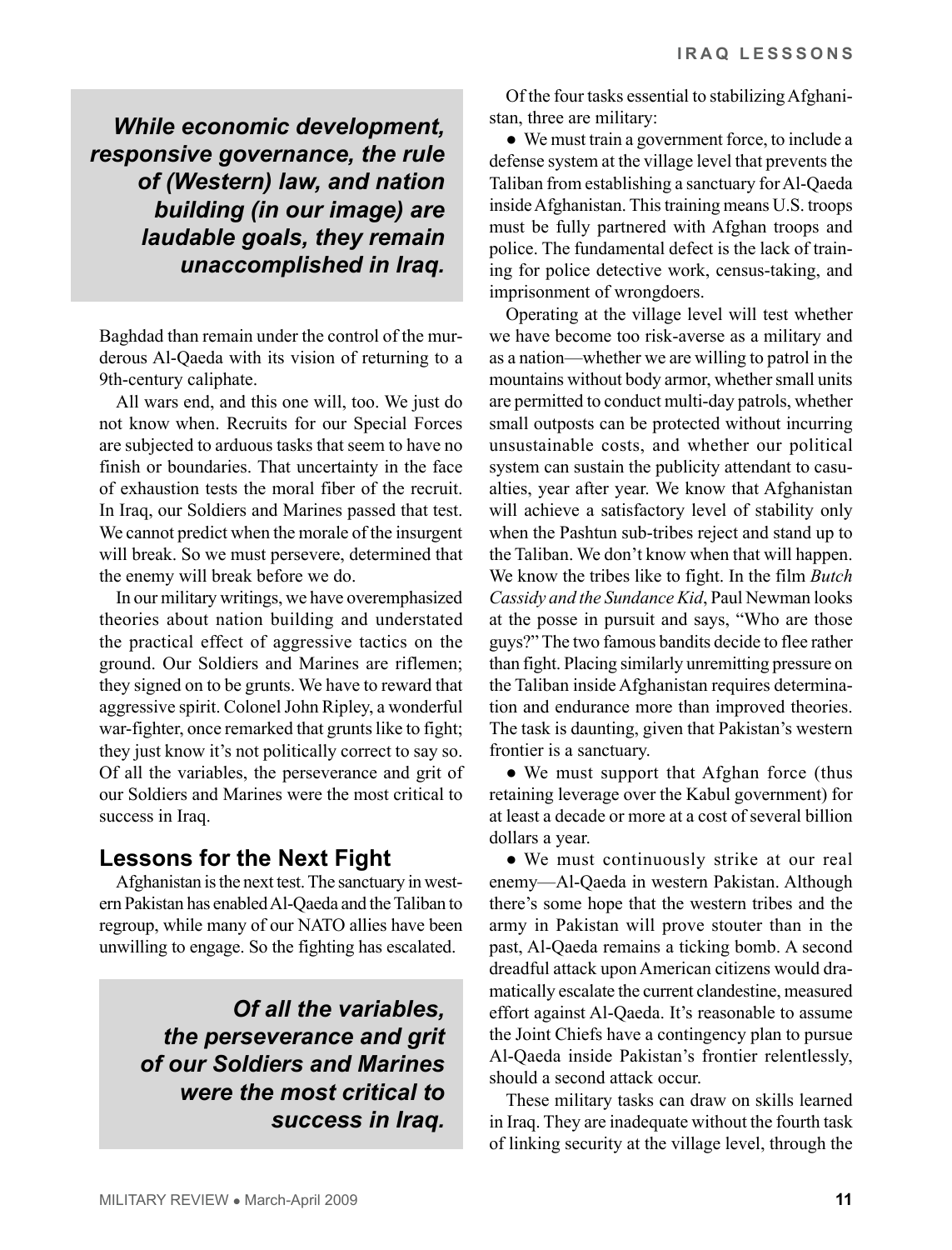*While economic development, responsive governance, the rule of (Western) law, and nation building (in our image) are laudable goals, they remain unaccomplished in Iraq.*

Baghdad than remain under the control of the murderous Al-Qaeda with its vision of returning to a 9th-century caliphate.

All wars end, and this one will, too. We just do not know when. Recruits for our Special Forces are subjected to arduous tasks that seem to have no finish or boundaries. That uncertainty in the face of exhaustion tests the moral fiber of the recruit. In Iraq, our Soldiers and Marines passed that test. We cannot predict when the morale of the insurgent will break. So we must persevere, determined that the enemy will break before we do.

In our military writings, we have overemphasized theories about nation building and understated the practical effect of aggressive tactics on the ground. Our Soldiers and Marines are riflemen; they signed on to be grunts. We have to reward that aggressive spirit. Colonel John Ripley, a wonderful war-fighter, once remarked that grunts like to fight; they just know it's not politically correct to say so. Of all the variables, the perseverance and grit of our Soldiers and Marines were the most critical to success in Iraq.

## Lessons for the Next Fight

Afghanistan is the next test. The sanctuary in western Pakistan has enabled Al-Qaeda and the Taliban to regroup, while many of our NATO allies have been unwilling to engage. So the fighting has escalated.

*Of all the variables, the perseverance and grit of our Soldiers and Marines were the most critical to success in Iraq.*

Of the four tasks essential to stabilizing Afghanistan, three are military:

- We must train a government force, to include a defense system at the village level that prevents the Taliban from establishing a sanctuary for Al-Qaeda inside Afghanistan. This training means U.S. troops must be fully partnered with Afghan troops and police. The fundamental defect is the lack of training for police detective work, census-taking, and imprisonment of wrongdoers.

Operating at the village level will test whether we have become too risk-averse as a military and as a nation—whether we are willing to patrol in the mountains without body armor, whether small units are permitted to conduct multi-day patrols, whether small outposts can be protected without incurring unsustainable costs, and whether our political system can sustain the publicity attendant to casualties, year after year. We know that Afghanistan will achieve a satisfactory level of stability only when the Pashtun sub-tribes reject and stand up to the Taliban. We don't know when that will happen. We know the tribes like to fight. In the film *Butch Cassidy and the Sundance Kid*, Paul Newman looks at the posse in pursuit and says, "Who are those guys?" The two famous bandits decide to flee rather than fight. Placing similarly unremitting pressure on the Taliban inside Afghanistan requires determination and endurance more than improved theories. The task is daunting, given that Pakistan's western frontier is a sanctuary.

- We must support that Afghan force (thus retaining leverage over the Kabul government) for at least a decade or more at a cost of several billion dollars a year.

- We must continuously strike at our real enemy—Al-Qaeda in western Pakistan. Although there's some hope that the western tribes and the army in Pakistan will prove stouter than in the past, Al-Qaeda remains a ticking bomb. A second dreadful attack upon American citizens would dramatically escalate the current clandestine, measured effort against Al-Qaeda. It's reasonable to assume the Joint Chiefs have a contingency plan to pursue Al-Qaeda inside Pakistan's frontier relentlessly, should a second attack occur.

These military tasks can draw on skills learned in Iraq. They are inadequate without the fourth task of linking security at the village level, through the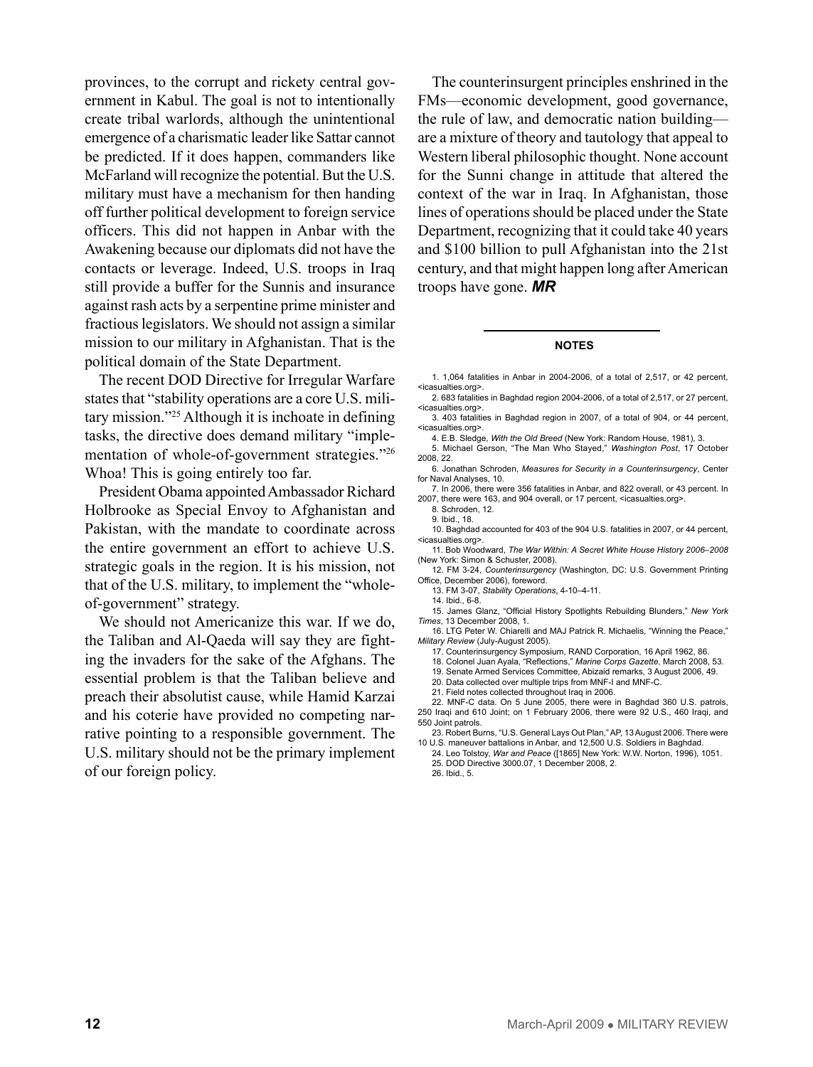provinces, to the corrupt and rickety central government in Kabul. The goal is not to intentionally create tribal warlords, although the unintentional emergence of a charismatic leader like Sattar cannot be predicted. If it does happen, commanders like McFarland will recognize the potential. But the U.S. military must have a mechanism for then handing off further political development to foreign service officers. This did not happen in Anbar with the Awakening because our diplomats did not have the contacts or leverage. Indeed, U.S. troops in Iraq still provide a buffer for the Sunnis and insurance against rash acts by a serpentine prime minister and fractious legislators. We should not assign a similar mission to our military in Afghanistan. That is the political domain of the State Department.

The recent DOD Directive for Irregular Warfare states that "stability operations are a core U.S. military mission."[25] Although it is inchoate in defining tasks, the directive does demand military "implementation of whole-of-government strategies."[26] Whoa! This is going entirely too far.

President Obama appointed Ambassador Richard Holbrooke as Special Envoy to Afghanistan and Pakistan, with the mandate to coordinate across the entire government an effort to achieve U.S. strategic goals in the region. It is his mission, not that of the U.S. military, to implement the "whole-of-government" strategy.

We should not Americanize this war. If we do, the Taliban and Al-Qaeda will say they are fighting the invaders for the sake of the Afghans. The essential problem is that the Taliban believe and preach their absolutist cause, while Hamid Karzai and his coterie have provided no competing narrative pointing to a responsible government. The U.S. military should not be the primary implement of our foreign policy.

The counterinsurgent principles enshrined in the FMs—economic development, good governance, the rule of law, and democratic nation building—are a mixture of theory and tautology that appeal to Western liberal philosophic thought. None account for the Sunni change in attitude that altered the context of the war in Iraq. In Afghanistan, those lines of operations should be placed under the State Department, recognizing that it could take 40 years and $100 billion to pull Afghanistan into the 21st century, and that might happen long after American troops have gone. ***MR***

---

**NOTES**

1. 1,064 fatalities in Anbar in 2004-2006, of a total of 2,517, or 42 percent, <icasualties.org>.
2. 683 fatalities in Baghdad region 2004-2006, of a total of 2,517, or 27 percent, <icasualties.org>.
3. 403 fatalities in Baghdad region in 2007, of a total of 904, or 44 percent, <icasualties.org>.
4. E.B. Sledge, *With the Old Breed* (New York: Random House, 1981), 3.
5. Michael Gerson, "The Man Who Stayed," *Washington Post*, 17 October 2008, 22.
6. Jonathan Schroden, *Measures for Security in a Counterinsurgency*, Center for Naval Analyses, 10.
7. In 2006, there were 356 fatalities in Anbar, and 822 overall, or 43 percent. In 2007, there were 163, and 904 overall, or 17 percent, <icasualties.org>.
8. Schroden, 12.
9. Ibid., 18.
10. Baghdad accounted for 403 of the 904 U.S. fatalities in 2007, or 44 percent, <icasualties.org>.
11. Bob Woodward, *The War Within: A Secret White House History 2006–2008* (New York: Simon & Schuster, 2008).
12. FM 3-24, *Counterinsurgency* (Washington, DC: U.S. Government Printing Office, December 2006), foreword.
13. FM 3-07, *Stability Operations*, 4-10–4-11.
14. Ibid., 6-8.
15. James Glanz, "Official History Spotlights Rebuilding Blunders," *New York Times*, 13 December 2008, 1.
16. LTG Peter W. Chiarelli and MAJ Patrick R. Michaelis, "Winning the Peace," *Military Review* (July-August 2005).
17. Counterinsurgency Symposium, RAND Corporation, 16 April 1962, 86.
18. Colonel Juan Ayala, "Reflections," *Marine Corps Gazette*, March 2008, 53.
19. Senate Armed Services Committee, Abizaid remarks, 3 August 2006, 49.
20. Data collected over multiple trips from MNF-I and MNF-C.
21. Field notes collected throughout Iraq in 2006.
22. MNF-C data. On 5 June 2005, there were in Baghdad 360 U.S. patrols, 250 Iraqi and 610 Joint; on 1 February 2006, there were 92 U.S., 460 Iraqi, and 550 Joint patrols.
23. Robert Burns, "U.S. General Lays Out Plan," AP, 13 August 2006. There were 10 U.S. maneuver battalions in Anbar, and 12,500 U.S. Soldiers in Baghdad.
24. Leo Tolstoy, *War and Peace* ([1865] New York: W.W. Norton, 1996), 1051.
25. DOD Directive 3000.07, 1 December 2008, 2.
26. Ibid., 5.